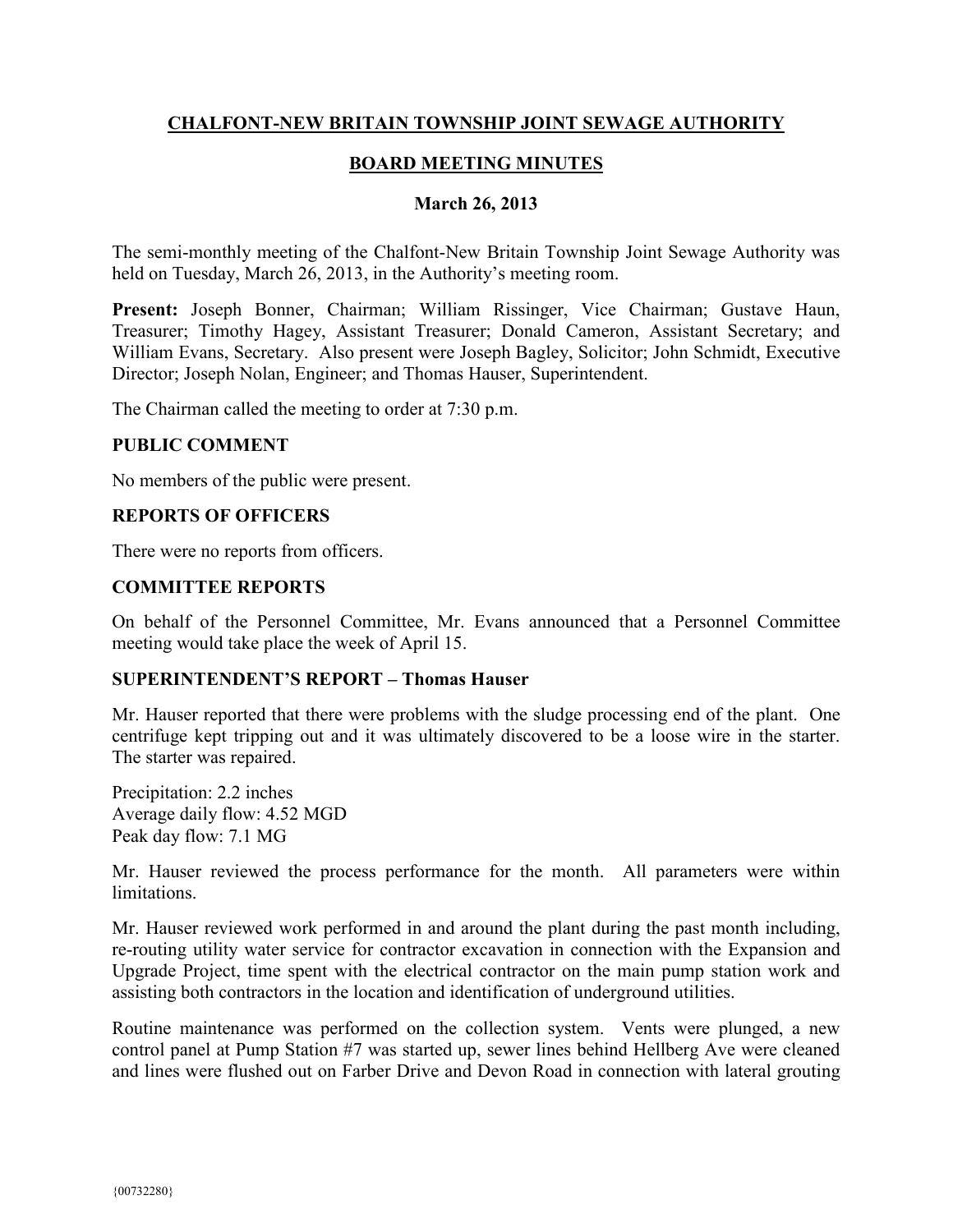# CHALFONT-NEW BRITAIN TOWNSHIP JOINT SEWAGE AUTHORITY

## BOARD MEETING MINUTES

### March 26, 2013

The semi-monthly meeting of the Chalfont-New Britain Township Joint Sewage Authority was held on Tuesday, March 26, 2013, in the Authority's meeting room.

**Present:** Joseph Bonner, Chairman; William Rissinger, Vice Chairman; Gustave Haun, Treasurer; Timothy Hagey, Assistant Treasurer; Donald Cameron, Assistant Secretary; and William Evans, Secretary. Also present were Joseph Bagley, Solicitor; John Schmidt, Executive Director; Joseph Nolan, Engineer; and Thomas Hauser, Superintendent.

The Chairman called the meeting to order at 7:30 p.m.

**PUBLIC COMMENT**

No members of the public were present.

**REPORTS OF OFFICERS**

There were no reports from officers.

**COMMITTEE REPORTS**

On behalf of the Personnel Committee, Mr. Evans announced that a Personnel Committee meeting would take place the week of April 15.

**SUPERINTENDENT'S REPORT – Thomas Hauser**

Mr. Hauser reported that there were problems with the sludge processing end of the plant. One centrifuge kept tripping out and it was ultimately discovered to be a loose wire in the starter. The starter was repaired.

Precipitation: 2.2 inches
Average daily flow: 4.52 MGD
Peak day flow: 7.1 MG

Mr. Hauser reviewed the process performance for the month. All parameters were within limitations.

Mr. Hauser reviewed work performed in and around the plant during the past month including, re-routing utility water service for contractor excavation in connection with the Expansion and Upgrade Project, time spent with the electrical contractor on the main pump station work and assisting both contractors in the location and identification of underground utilities.

Routine maintenance was performed on the collection system. Vents were plunged, a new control panel at Pump Station #7 was started up, sewer lines behind Hellberg Ave were cleaned and lines were flushed out on Farber Drive and Devon Road in connection with lateral grouting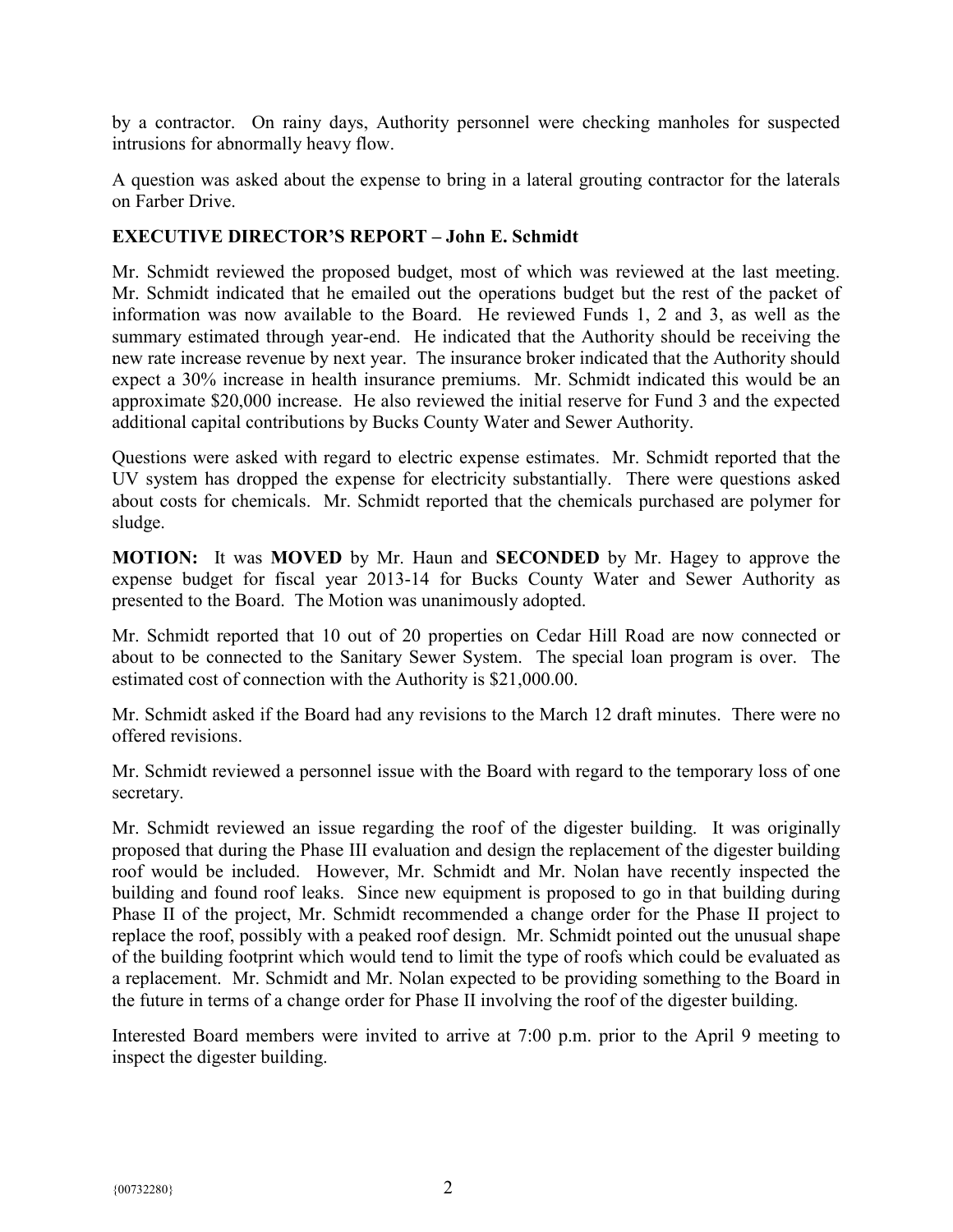by a contractor. On rainy days, Authority personnel were checking manholes for suspected intrusions for abnormally heavy flow.

A question was asked about the expense to bring in a lateral grouting contractor for the laterals on Farber Drive.

**EXECUTIVE DIRECTOR'S REPORT – John E. Schmidt**

Mr. Schmidt reviewed the proposed budget, most of which was reviewed at the last meeting. Mr. Schmidt indicated that he emailed out the operations budget but the rest of the packet of information was now available to the Board. He reviewed Funds 1, 2 and 3, as well as the summary estimated through year-end. He indicated that the Authority should be receiving the new rate increase revenue by next year. The insurance broker indicated that the Authority should expect a 30% increase in health insurance premiums. Mr. Schmidt indicated this would be an approximate $20,000 increase. He also reviewed the initial reserve for Fund 3 and the expected additional capital contributions by Bucks County Water and Sewer Authority.

Questions were asked with regard to electric expense estimates. Mr. Schmidt reported that the UV system has dropped the expense for electricity substantially. There were questions asked about costs for chemicals. Mr. Schmidt reported that the chemicals purchased are polymer for sludge.

**MOTION:** It was **MOVED** by Mr. Haun and **SECONDED** by Mr. Hagey to approve the expense budget for fiscal year 2013-14 for Bucks County Water and Sewer Authority as presented to the Board. The Motion was unanimously adopted.

Mr. Schmidt reported that 10 out of 20 properties on Cedar Hill Road are now connected or about to be connected to the Sanitary Sewer System. The special loan program is over. The estimated cost of connection with the Authority is $21,000.00.

Mr. Schmidt asked if the Board had any revisions to the March 12 draft minutes. There were no offered revisions.

Mr. Schmidt reviewed a personnel issue with the Board with regard to the temporary loss of one secretary.

Mr. Schmidt reviewed an issue regarding the roof of the digester building. It was originally proposed that during the Phase III evaluation and design the replacement of the digester building roof would be included. However, Mr. Schmidt and Mr. Nolan have recently inspected the building and found roof leaks. Since new equipment is proposed to go in that building during Phase II of the project, Mr. Schmidt recommended a change order for the Phase II project to replace the roof, possibly with a peaked roof design. Mr. Schmidt pointed out the unusual shape of the building footprint which would tend to limit the type of roofs which could be evaluated as a replacement. Mr. Schmidt and Mr. Nolan expected to be providing something to the Board in the future in terms of a change order for Phase II involving the roof of the digester building.

Interested Board members were invited to arrive at 7:00 p.m. prior to the April 9 meeting to inspect the digester building.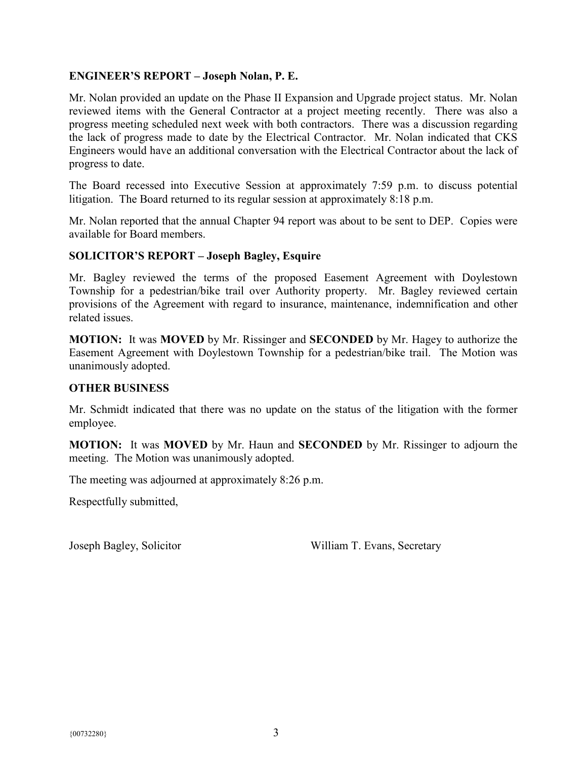**ENGINEER'S REPORT – Joseph Nolan, P. E.**

Mr. Nolan provided an update on the Phase II Expansion and Upgrade project status. Mr. Nolan reviewed items with the General Contractor at a project meeting recently. There was also a progress meeting scheduled next week with both contractors. There was a discussion regarding the lack of progress made to date by the Electrical Contractor. Mr. Nolan indicated that CKS Engineers would have an additional conversation with the Electrical Contractor about the lack of progress to date.

The Board recessed into Executive Session at approximately 7:59 p.m. to discuss potential litigation. The Board returned to its regular session at approximately 8:18 p.m.

Mr. Nolan reported that the annual Chapter 94 report was about to be sent to DEP. Copies were available for Board members.

**SOLICITOR'S REPORT – Joseph Bagley, Esquire**

Mr. Bagley reviewed the terms of the proposed Easement Agreement with Doylestown Township for a pedestrian/bike trail over Authority property. Mr. Bagley reviewed certain provisions of the Agreement with regard to insurance, maintenance, indemnification and other related issues.

**MOTION:** It was **MOVED** by Mr. Rissinger and **SECONDED** by Mr. Hagey to authorize the Easement Agreement with Doylestown Township for a pedestrian/bike trail. The Motion was unanimously adopted.

**OTHER BUSINESS**

Mr. Schmidt indicated that there was no update on the status of the litigation with the former employee.

**MOTION:** It was **MOVED** by Mr. Haun and **SECONDED** by Mr. Rissinger to adjourn the meeting. The Motion was unanimously adopted.

The meeting was adjourned at approximately 8:26 p.m.

Respectfully submitted,

Joseph Bagley, Solicitor                    William T. Evans, Secretary